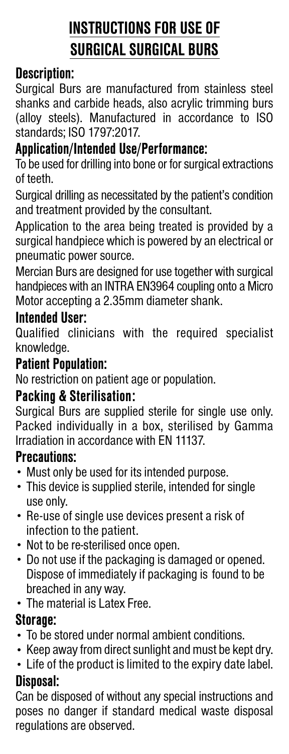# INSTRUCTIONS FOR USE OF SURGICAL SURGICAL BURS

## Description:

Surgical Burs are manufactured from stainless steel shanks and carbide heads, also acrylic trimming burs (alloy steels). Manufactured in accordance to ISO standards; ISO 1797:2017.

## Application/Intended Use/Performance:

To be used for drilling into bone or for surgical extractions of teeth.

Surgical drilling as necessitated by the patient's condition and treatment provided by the consultant.

Application to the area being treated is provided by a surgical handpiece which is powered by an electrical or pneumatic power source.

Mercian Burs are designed for use together with surgical handpieces with an INTRA EN3964 coupling onto a Micro Motor accepting a 2.35mm diameter shank.

## Intended User:

Qualified clinicians with the required specialist knowledge.

## Patient Population:

No restriction on patient age or population.

## Packing & Sterilisation:

Surgical Burs are supplied sterile for single use only. Packed individually in a box, sterilised by Gamma Irradiation in accordance with EN 11137.

## Precautions:

- Must only be used for its intended purpose.
- This device is supplied sterile, intended for single use only.
- Re-use of single use devices present a risk of infection to the patient.
- Not to be re-sterilised once open.
- Do not use if the packaging is damaged or opened. Dispose of immediately if packaging is found to be breached in any way.
- The material is Latex Free.

## Storage:

- To be stored under normal ambient conditions.
- Keep away from direct sunlight and must be kept dry.
- Life of the product is limited to the expiry date label.

## Disposal:

Can be disposed of without any special instructions and poses no danger if standard medical waste disposal regulations are observed.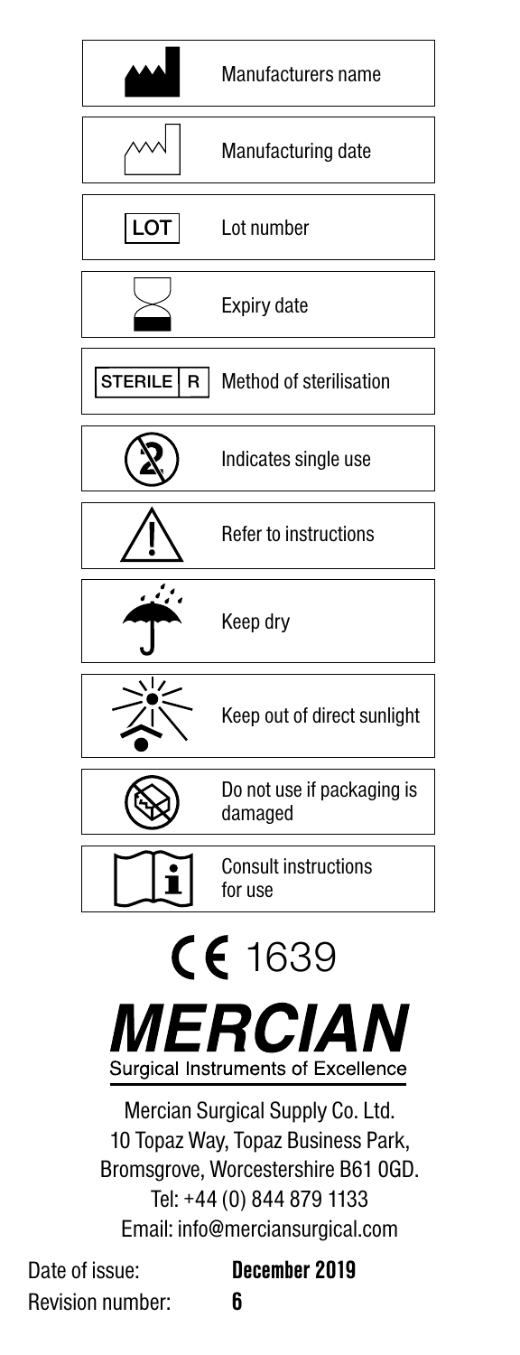| | |
| --- | --- |
| | Manufacturers name |
| | Manufacturing date |
| LOT | Lot number |
| | Expiry date |
| STERILE R | Method of sterilisation |
| | Indicates single use |
| | Refer to instructions |
| | Keep dry |
| | Keep out of direct sunlight |
| | Do not use if packaging is damaged |
| | Consult instructions for use |

CE 1639

**MERCIAN**

Surgical Instruments of Excellence

Mercian Surgical Supply Co. Ltd.
10 Topaz Way, Topaz Business Park,
Bromsgrove, Worcestershire B61 0GD.
Tel: +44 (0) 844 879 1133
Email: info@merciansurgical.com

Date of issue: **December 2019**
Revision number: **6**